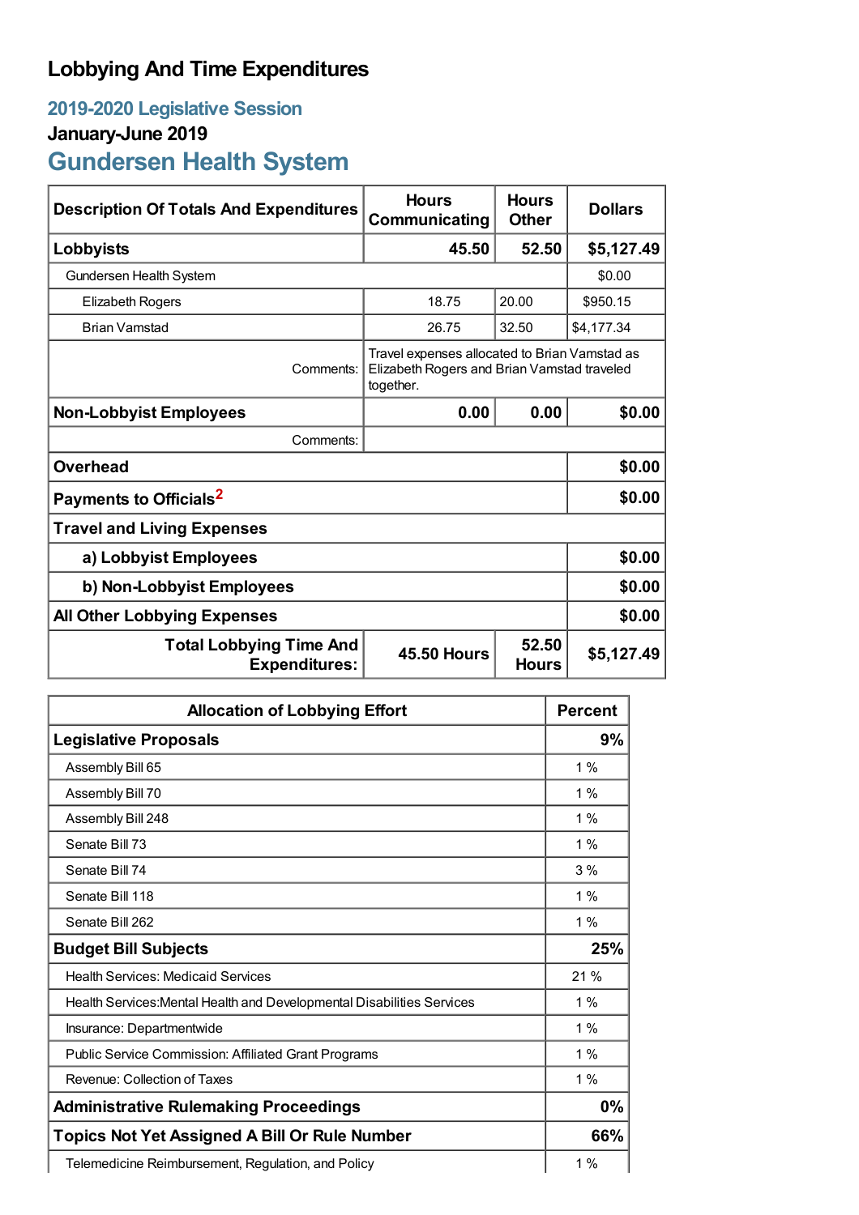# Lobbying And Time Expenditures

## 2019-2020 Legislative Session

### January-June 2019

## Gundersen Health System

| Description Of Totals And Expenditures | Hours Communicating | Hours Other | Dollars |
|---|---|---|---|
| **Lobbyists** | **45.50** | **52.50** | **$5,127.49** |
| Gundersen Health System | | | $0.00 |
| Elizabeth Rogers | 18.75 | 20.00 | $950.15 |
| Brian Vamstad | 26.75 | 32.50 | $4,177.34 |
| Comments: | Travel expenses allocated to Brian Vamstad as Elizabeth Rogers and Brian Vamstad traveled together. | | |
| **Non-Lobbyist Employees** | **0.00** | **0.00** | **$0.00** |
| Comments: | | | |
| **Overhead** | | | **$0.00** |
| **Payments to Officials**[2] | | | **$0.00** |
| **Travel and Living Expenses** | | | |
| **a) Lobbyist Employees** | | | **$0.00** |
| **b) Non-Lobbyist Employees** | | | **$0.00** |
| **All Other Lobbying Expenses** | | | **$0.00** |
| **Total Lobbying Time And Expenditures:** | **45.50 Hours** | **52.50 Hours** | **$5,127.49** |

| Allocation of Lobbying Effort | Percent |
|---|---|
| **Legislative Proposals** | **9%** |
| Assembly Bill 65 | 1 % |
| Assembly Bill 70 | 1 % |
| Assembly Bill 248 | 1 % |
| Senate Bill 73 | 1 % |
| Senate Bill 74 | 3 % |
| Senate Bill 118 | 1 % |
| Senate Bill 262 | 1 % |
| **Budget Bill Subjects** | **25%** |
| Health Services: Medicaid Services | 21 % |
| Health Services:Mental Health and Developmental Disabilities Services | 1 % |
| Insurance: Departmentwide | 1 % |
| Public Service Commission: Affiliated Grant Programs | 1 % |
| Revenue: Collection of Taxes | 1 % |
| **Administrative Rulemaking Proceedings** | **0%** |
| **Topics Not Yet Assigned A Bill Or Rule Number** | **66%** |
| Telemedicine Reimbursement, Regulation, and Policy | 1 % |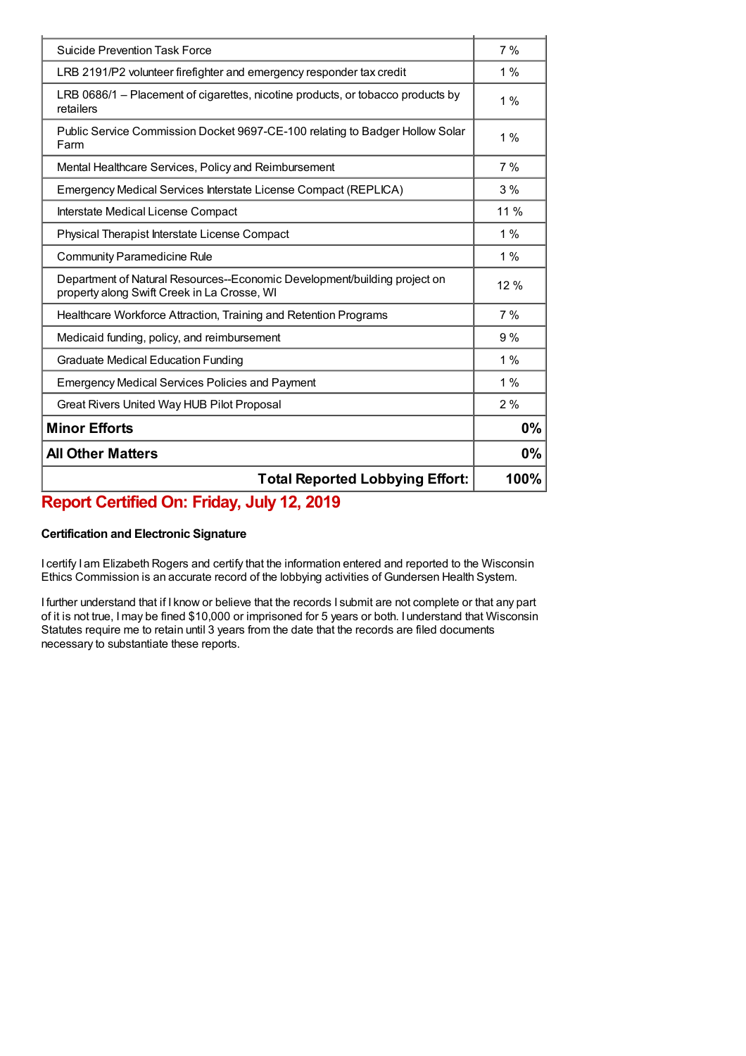| | |
|---|---|
| Suicide Prevention Task Force | 7 % |
| LRB 2191/P2 volunteer firefighter and emergency responder tax credit | 1 % |
| LRB 0686/1 – Placement of cigarettes, nicotine products, or tobacco products by retailers | 1 % |
| Public Service Commission Docket 9697-CE-100 relating to Badger Hollow Solar Farm | 1 % |
| Mental Healthcare Services, Policy and Reimbursement | 7 % |
| Emergency Medical Services Interstate License Compact (REPLICA) | 3 % |
| Interstate Medical License Compact | 11 % |
| Physical Therapist Interstate License Compact | 1 % |
| Community Paramedicine Rule | 1 % |
| Department of Natural Resources--Economic Development/building project on property along Swift Creek in La Crosse, WI | 12 % |
| Healthcare Workforce Attraction, Training and Retention Programs | 7 % |
| Medicaid funding, policy, and reimbursement | 9 % |
| Graduate Medical Education Funding | 1 % |
| Emergency Medical Services Policies and Payment | 1 % |
| Great Rivers United Way HUB Pilot Proposal | 2 % |
| **Minor Efforts** | **0%** |
| **All Other Matters** | **0%** |
| **Total Reported Lobbying Effort:** | **100%** |

## Report Certified On: Friday, July 12, 2019

**Certification and Electronic Signature**

I certify I am Elizabeth Rogers and certify that the information entered and reported to the Wisconsin Ethics Commission is an accurate record of the lobbying activities of Gundersen Health System.

I further understand that if I know or believe that the records I submit are not complete or that any part of it is not true, I may be fined $10,000 or imprisoned for 5 years or both. I understand that Wisconsin Statutes require me to retain until 3 years from the date that the records are filed documents necessary to substantiate these reports.